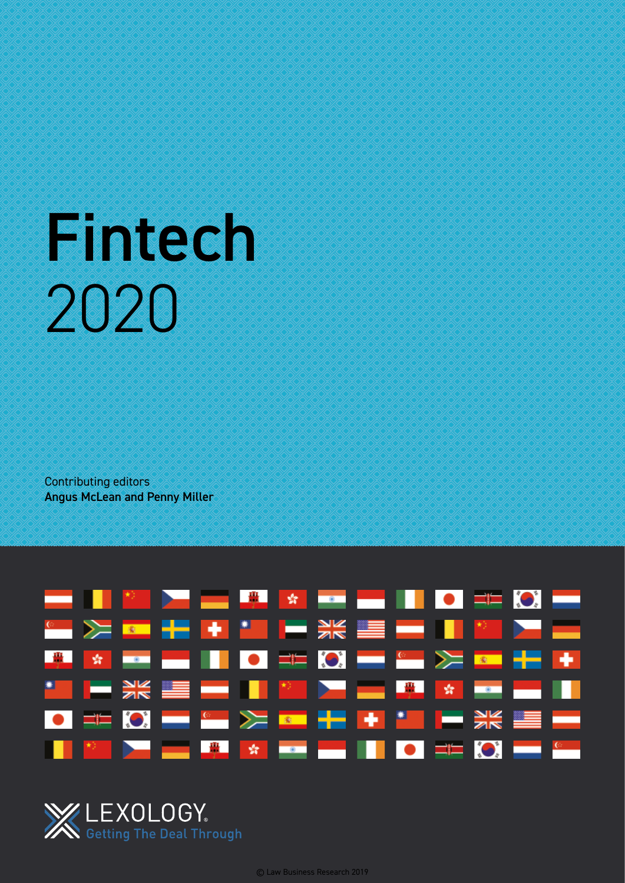# Fintech 2020

Contributing editors
**Angus McLean and Penny Miller**

LEXOLOGY
Getting The Deal Through

© Law Business Research 2019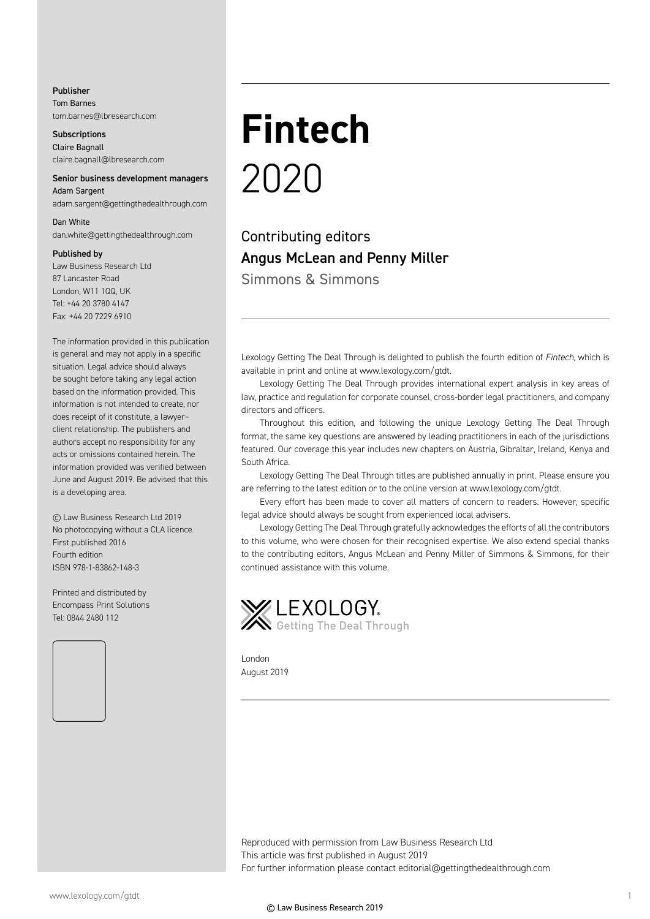**Publisher**
Tom Barnes
tom.barnes@lbresearch.com

**Subscriptions**
Claire Bagnall
claire.bagnall@lbresearch.com

**Senior business development managers**
Adam Sargent
adam.sargent@gettingthedealthrough.com

Dan White
dan.white@gettingthedealthrough.com

**Published by**
Law Business Research Ltd
87 Lancaster Road
London, W11 1QQ, UK
Tel: +44 20 3780 4147
Fax: +44 20 7229 6910

The information provided in this publication is general and may not apply in a specific situation. Legal advice should always be sought before taking any legal action based on the information provided. This information is not intended to create, nor does receipt of it constitute, a lawyer–client relationship. The publishers and authors accept no responsibility for any acts or omissions contained herein. The information provided was verified between June and August 2019. Be advised that this is a developing area.

© Law Business Research Ltd 2019
No photocopying without a CLA licence.
First published 2016
Fourth edition
ISBN 978-1-83862-148-3

Printed and distributed by
Encompass Print Solutions
Tel: 0844 2480 112

# Fintech
2020

## Contributing editors
**Angus McLean and Penny Miller**
Simmons & Simmons

Lexology Getting The Deal Through is delighted to publish the fourth edition of *Fintech*, which is available in print and online at www.lexology.com/gtdt.

Lexology Getting The Deal Through provides international expert analysis in key areas of law, practice and regulation for corporate counsel, cross-border legal practitioners, and company directors and officers.

Throughout this edition, and following the unique Lexology Getting The Deal Through format, the same key questions are answered by leading practitioners in each of the jurisdictions featured. Our coverage this year includes new chapters on Austria, Gibraltar, Ireland, Kenya and South Africa.

Lexology Getting The Deal Through titles are published annually in print. Please ensure you are referring to the latest edition or to the online version at www.lexology.com/gtdt.

Every effort has been made to cover all matters of concern to readers. However, specific legal advice should always be sought from experienced local advisers.

Lexology Getting The Deal Through gratefully acknowledges the efforts of all the contributors to this volume, who were chosen for their recognised expertise. We also extend special thanks to the contributing editors, Angus McLean and Penny Miller of Simmons & Simmons, for their continued assistance with this volume.

LEXOLOGY
Getting The Deal Through

London
August 2019

Reproduced with permission from Law Business Research Ltd
This article was first published in August 2019
For further information please contact editorial@gettingthedealthrough.com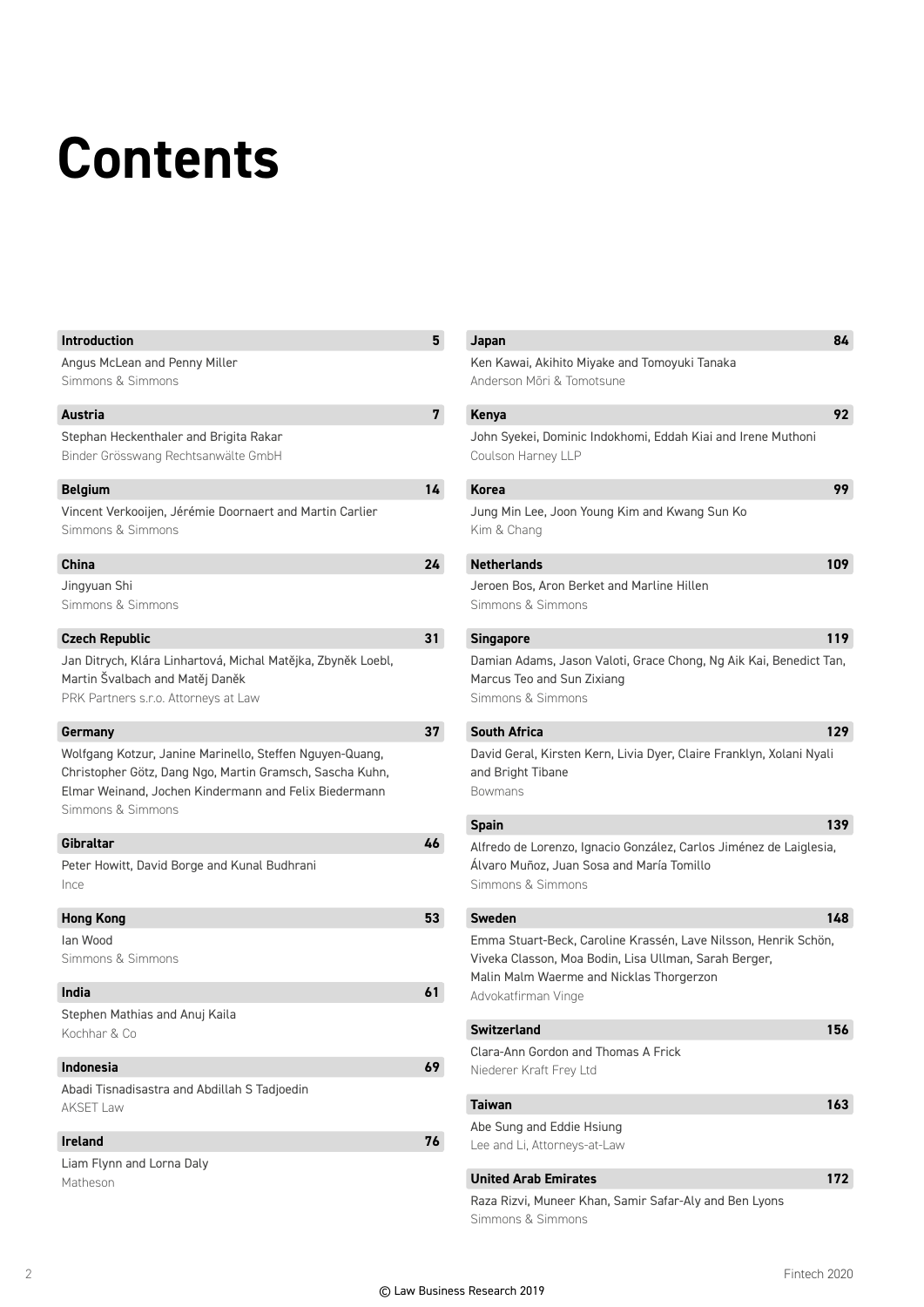# Contents

**Introduction** 5
Angus McLean and Penny Miller
Simmons & Simmons

**Austria** 7
Stephan Heckenthaler and Brigita Rakar
Binder Grösswang Rechtsanwälte GmbH

**Belgium** 14
Vincent Verkooijen, Jérémie Doornaert and Martin Carlier
Simmons & Simmons

**China** 24
Jingyuan Shi
Simmons & Simmons

**Czech Republic** 31
Jan Ditrych, Klára Linhartová, Michal Matějka, Zbyněk Loebl, Martin Švalbach and Matěj Daněk
PRK Partners s.r.o. Attorneys at Law

**Germany** 37
Wolfgang Kotzur, Janine Marinello, Steffen Nguyen-Quang, Christopher Götz, Dang Ngo, Martin Gramsch, Sascha Kuhn, Elmar Weinand, Jochen Kindermann and Felix Biedermann
Simmons & Simmons

**Gibraltar** 46
Peter Howitt, David Borge and Kunal Budhrani
Ince

**Hong Kong** 53
Ian Wood
Simmons & Simmons

**India** 61
Stephen Mathias and Anuj Kaila
Kochhar & Co

**Indonesia** 69
Abadi Tisnadisastra and Abdillah S Tadjoedin
AKSET Law

**Ireland** 76
Liam Flynn and Lorna Daly
Matheson

**Japan** 84
Ken Kawai, Akihito Miyake and Tomoyuki Tanaka
Anderson Mōri & Tomotsune

**Kenya** 92
John Syekei, Dominic Indokhomi, Eddah Kiai and Irene Muthoni
Coulson Harney LLP

**Korea** 99
Jung Min Lee, Joon Young Kim and Kwang Sun Ko
Kim & Chang

**Netherlands** 109
Jeroen Bos, Aron Berket and Marline Hillen
Simmons & Simmons

**Singapore** 119
Damian Adams, Jason Valoti, Grace Chong, Ng Aik Kai, Benedict Tan, Marcus Teo and Sun Zixiang
Simmons & Simmons

**South Africa** 129
David Geral, Kirsten Kern, Livia Dyer, Claire Franklyn, Xolani Nyali and Bright Tibane
Bowmans

**Spain** 139
Alfredo de Lorenzo, Ignacio González, Carlos Jiménez de Laiglesia, Álvaro Muñoz, Juan Sosa and María Tomillo
Simmons & Simmons

**Sweden** 148
Emma Stuart-Beck, Caroline Krassén, Lave Nilsson, Henrik Schön, Viveka Classon, Moa Bodin, Lisa Ullman, Sarah Berger, Malin Malm Waerme and Nicklas Thorgerzon
Advokatfirman Vinge

**Switzerland** 156
Clara-Ann Gordon and Thomas A Frick
Niederer Kraft Frey Ltd

**Taiwan** 163
Abe Sung and Eddie Hsiung
Lee and Li, Attorneys-at-Law

**United Arab Emirates** 172
Raza Rizvi, Muneer Khan, Samir Safar-Aly and Ben Lyons
Simmons & Simmons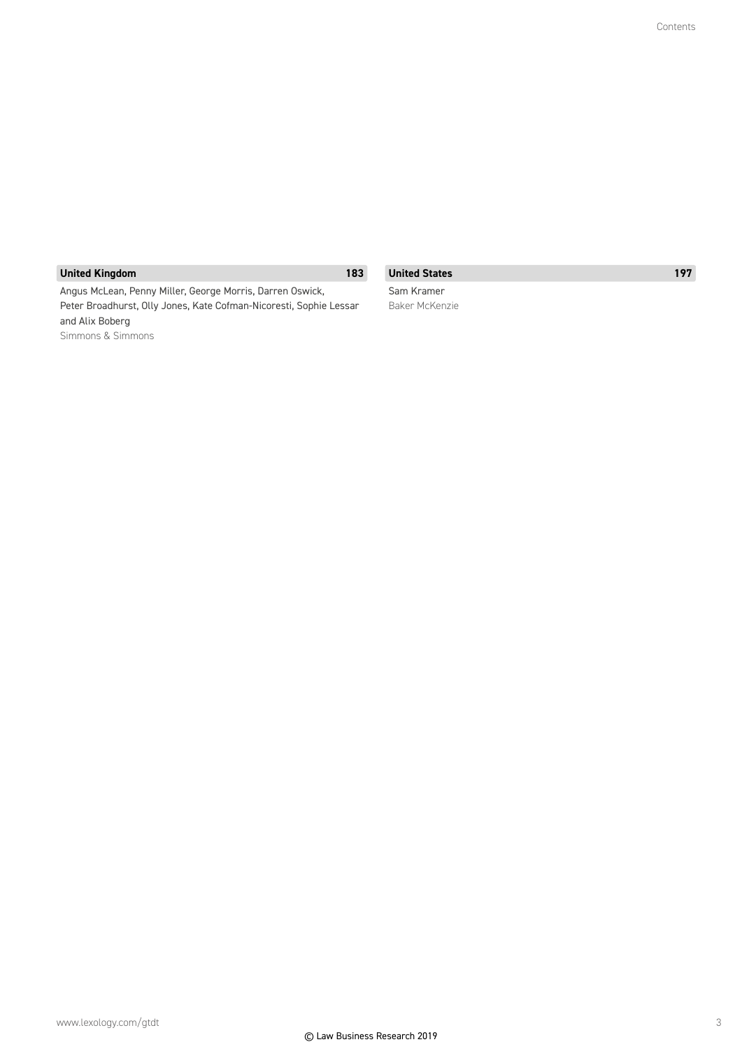**United Kingdom** 183

Angus McLean, Penny Miller, George Morris, Darren Oswick, Peter Broadhurst, Olly Jones, Kate Cofman-Nicoresti, Sophie Lessar and Alix Boberg

Simmons & Simmons

**United States** 197

Sam Kramer

Baker McKenzie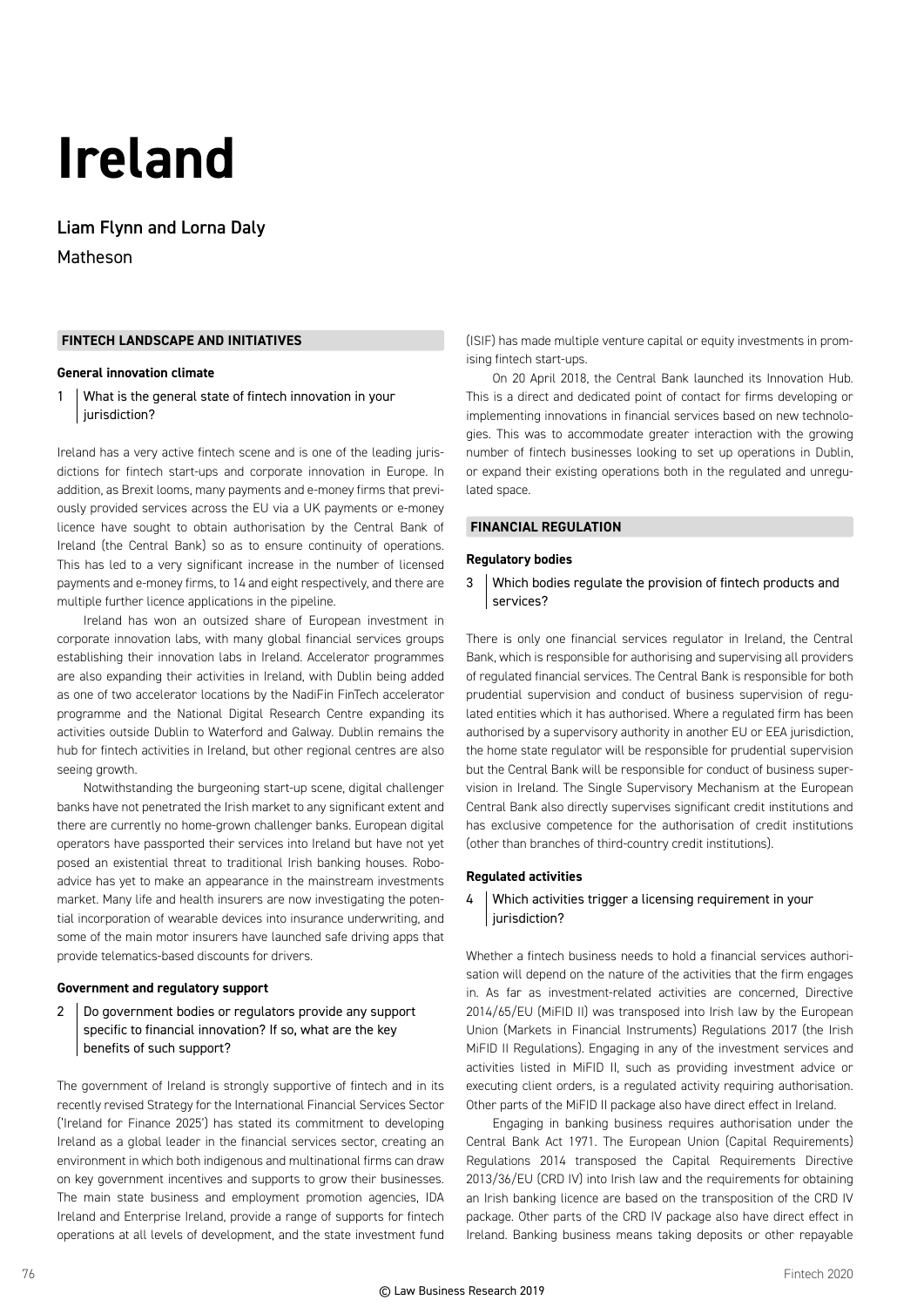# Ireland

## Liam Flynn and Lorna Daly

Matheson

## FINTECH LANDSCAPE AND INITIATIVES

### General innovation climate

**1 What is the general state of fintech innovation in your jurisdiction?**

Ireland has a very active fintech scene and is one of the leading jurisdictions for fintech start-ups and corporate innovation in Europe. In addition, as Brexit looms, many payments and e-money firms that previously provided services across the EU via a UK payments or e-money licence have sought to obtain authorisation by the Central Bank of Ireland (the Central Bank) so as to ensure continuity of operations. This has led to a very significant increase in the number of licensed payments and e-money firms, to 14 and eight respectively, and there are multiple further licence applications in the pipeline.

Ireland has won an outsized share of European investment in corporate innovation labs, with many global financial services groups establishing their innovation labs in Ireland. Accelerator programmes are also expanding their activities in Ireland, with Dublin being added as one of two accelerator locations by the NadiFin FinTech accelerator programme and the National Digital Research Centre expanding its activities outside Dublin to Waterford and Galway. Dublin remains the hub for fintech activities in Ireland, but other regional centres are also seeing growth.

Notwithstanding the burgeoning start-up scene, digital challenger banks have not penetrated the Irish market to any significant extent and there are currently no home-grown challenger banks. European digital operators have passported their services into Ireland but have not yet posed an existential threat to traditional Irish banking houses. Robo-advice has yet to make an appearance in the mainstream investments market. Many life and health insurers are now investigating the potential incorporation of wearable devices into insurance underwriting, and some of the main motor insurers have launched safe driving apps that provide telematics-based discounts for drivers.

### Government and regulatory support

**2 Do government bodies or regulators provide any support specific to financial innovation? If so, what are the key benefits of such support?**

The government of Ireland is strongly supportive of fintech and in its recently revised Strategy for the International Financial Services Sector ('Ireland for Finance 2025') has stated its commitment to developing Ireland as a global leader in the financial services sector, creating an environment in which both indigenous and multinational firms can draw on key government incentives and supports to grow their businesses. The main state business and employment promotion agencies, IDA Ireland and Enterprise Ireland, provide a range of supports for fintech operations at all levels of development, and the state investment fund (ISIF) has made multiple venture capital or equity investments in promising fintech start-ups.

On 20 April 2018, the Central Bank launched its Innovation Hub. This is a direct and dedicated point of contact for firms developing or implementing innovations in financial services based on new technologies. This was to accommodate greater interaction with the growing number of fintech businesses looking to set up operations in Dublin, or expand their existing operations both in the regulated and unregulated space.

## FINANCIAL REGULATION

### Regulatory bodies

**3 Which bodies regulate the provision of fintech products and services?**

There is only one financial services regulator in Ireland, the Central Bank, which is responsible for authorising and supervising all providers of regulated financial services. The Central Bank is responsible for both prudential supervision and conduct of business supervision of regulated entities which it has authorised. Where a regulated firm has been authorised by a supervisory authority in another EU or EEA jurisdiction, the home state regulator will be responsible for prudential supervision but the Central Bank will be responsible for conduct of business supervision in Ireland. The Single Supervisory Mechanism at the European Central Bank also directly supervises significant credit institutions and has exclusive competence for the authorisation of credit institutions (other than branches of third-country credit institutions).

### Regulated activities

**4 Which activities trigger a licensing requirement in your jurisdiction?**

Whether a fintech business needs to hold a financial services authorisation will depend on the nature of the activities that the firm engages in. As far as investment-related activities are concerned, Directive 2014/65/EU (MiFID II) was transposed into Irish law by the European Union (Markets in Financial Instruments) Regulations 2017 (the Irish MiFID II Regulations). Engaging in any of the investment services and activities listed in MiFID II, such as providing investment advice or executing client orders, is a regulated activity requiring authorisation. Other parts of the MiFID II package also have direct effect in Ireland.

Engaging in banking business requires authorisation under the Central Bank Act 1971. The European Union (Capital Requirements) Regulations 2014 transposed the Capital Requirements Directive 2013/36/EU (CRD IV) into Irish law and the requirements for obtaining an Irish banking licence are based on the transposition of the CRD IV package. Other parts of the CRD IV package also have direct effect in Ireland. Banking business means taking deposits or other repayable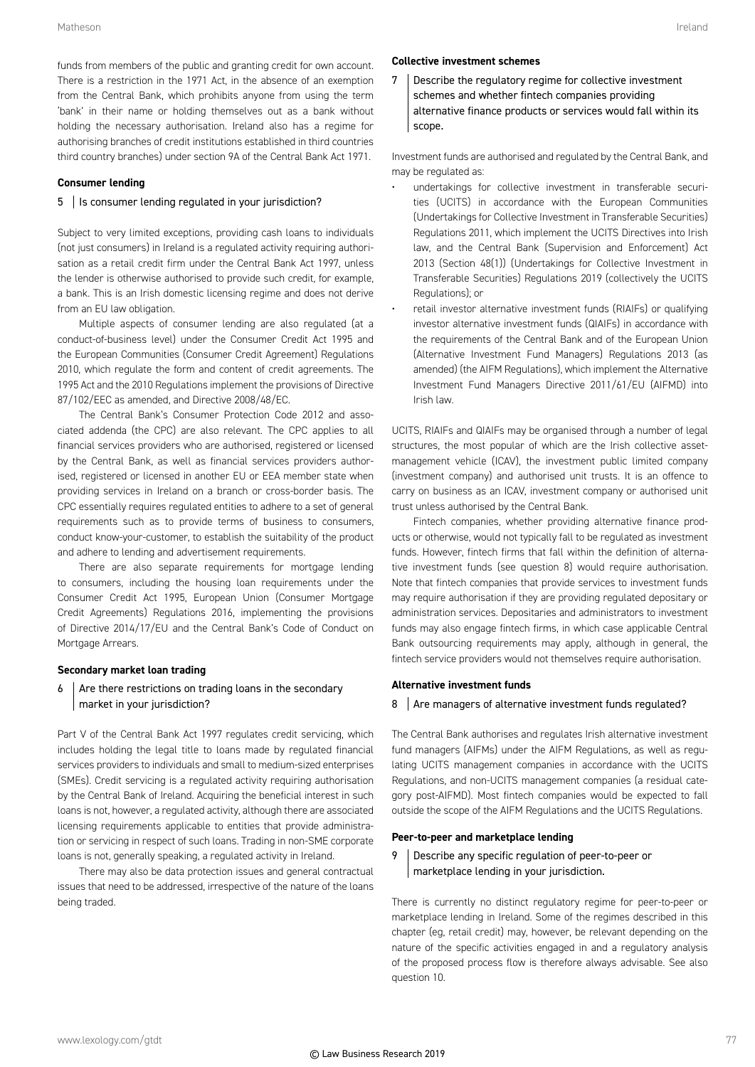funds from members of the public and granting credit for own account. There is a restriction in the 1971 Act, in the absence of an exemption from the Central Bank, which prohibits anyone from using the term 'bank' in their name or holding themselves out as a bank without holding the necessary authorisation. Ireland also has a regime for authorising branches of credit institutions established in third countries third country branches) under section 9A of the Central Bank Act 1971.

### Consumer lending

**5 | Is consumer lending regulated in your jurisdiction?**

Subject to very limited exceptions, providing cash loans to individuals (not just consumers) in Ireland is a regulated activity requiring authorisation as a retail credit firm under the Central Bank Act 1997, unless the lender is otherwise authorised to provide such credit, for example, a bank. This is an Irish domestic licensing regime and does not derive from an EU law obligation.

Multiple aspects of consumer lending are also regulated (at a conduct-of-business level) under the Consumer Credit Act 1995 and the European Communities (Consumer Credit Agreement) Regulations 2010, which regulate the form and content of credit agreements. The 1995 Act and the 2010 Regulations implement the provisions of Directive 87/102/EEC as amended, and Directive 2008/48/EC.

The Central Bank's Consumer Protection Code 2012 and associated addenda (the CPC) are also relevant. The CPC applies to all financial services providers who are authorised, registered or licensed by the Central Bank, as well as financial services providers authorised, registered or licensed in another EU or EEA member state when providing services in Ireland on a branch or cross-border basis. The CPC essentially requires regulated entities to adhere to a set of general requirements such as to provide terms of business to consumers, conduct know-your-customer, to establish the suitability of the product and adhere to lending and advertisement requirements.

There are also separate requirements for mortgage lending to consumers, including the housing loan requirements under the Consumer Credit Act 1995, European Union (Consumer Mortgage Credit Agreements) Regulations 2016, implementing the provisions of Directive 2014/17/EU and the Central Bank's Code of Conduct on Mortgage Arrears.

### Secondary market loan trading

**6 | Are there restrictions on trading loans in the secondary market in your jurisdiction?**

Part V of the Central Bank Act 1997 regulates credit servicing, which includes holding the legal title to loans made by regulated financial services providers to individuals and small to medium-sized enterprises (SMEs). Credit servicing is a regulated activity requiring authorisation by the Central Bank of Ireland. Acquiring the beneficial interest in such loans is not, however, a regulated activity, although there are associated licensing requirements applicable to entities that provide administration or servicing in respect of such loans. Trading in non-SME corporate loans is not, generally speaking, a regulated activity in Ireland.

There may also be data protection issues and general contractual issues that need to be addressed, irrespective of the nature of the loans being traded.

### Collective investment schemes

**7 | Describe the regulatory regime for collective investment schemes and whether fintech companies providing alternative finance products or services would fall within its scope.**

Investment funds are authorised and regulated by the Central Bank, and may be regulated as:

- undertakings for collective investment in transferable securities (UCITS) in accordance with the European Communities (Undertakings for Collective Investment in Transferable Securities) Regulations 2011, which implement the UCITS Directives into Irish law, and the Central Bank (Supervision and Enforcement) Act 2013 (Section 48(1)) (Undertakings for Collective Investment in Transferable Securities) Regulations 2019 (collectively the UCITS Regulations); or
- retail investor alternative investment funds (RIAIFs) or qualifying investor alternative investment funds (QIAIFs) in accordance with the requirements of the Central Bank and of the European Union (Alternative Investment Fund Managers) Regulations 2013 (as amended) (the AIFM Regulations), which implement the Alternative Investment Fund Managers Directive 2011/61/EU (AIFMD) into Irish law.

UCITS, RIAIFs and QIAIFs may be organised through a number of legal structures, the most popular of which are the Irish collective asset-management vehicle (ICAV), the investment public limited company (investment company) and authorised unit trusts. It is an offence to carry on business as an ICAV, investment company or authorised unit trust unless authorised by the Central Bank.

Fintech companies, whether providing alternative finance products or otherwise, would not typically fall to be regulated as investment funds. However, fintech firms that fall within the definition of alternative investment funds (see question 8) would require authorisation. Note that fintech companies that provide services to investment funds may require authorisation if they are providing regulated depositary or administration services. Depositaries and administrators to investment funds may also engage fintech firms, in which case applicable Central Bank outsourcing requirements may apply, although in general, the fintech service providers would not themselves require authorisation.

### Alternative investment funds

**8 | Are managers of alternative investment funds regulated?**

The Central Bank authorises and regulates Irish alternative investment fund managers (AIFMs) under the AIFM Regulations, as well as regulating UCITS management companies in accordance with the UCITS Regulations, and non-UCITS management companies (a residual category post-AIFMD). Most fintech companies would be expected to fall outside the scope of the AIFM Regulations and the UCITS Regulations.

### Peer-to-peer and marketplace lending

**9 | Describe any specific regulation of peer-to-peer or marketplace lending in your jurisdiction.**

There is currently no distinct regulatory regime for peer-to-peer or marketplace lending in Ireland. Some of the regimes described in this chapter (eg, retail credit) may, however, be relevant depending on the nature of the specific activities engaged in and a regulatory analysis of the proposed process flow is therefore always advisable. See also question 10.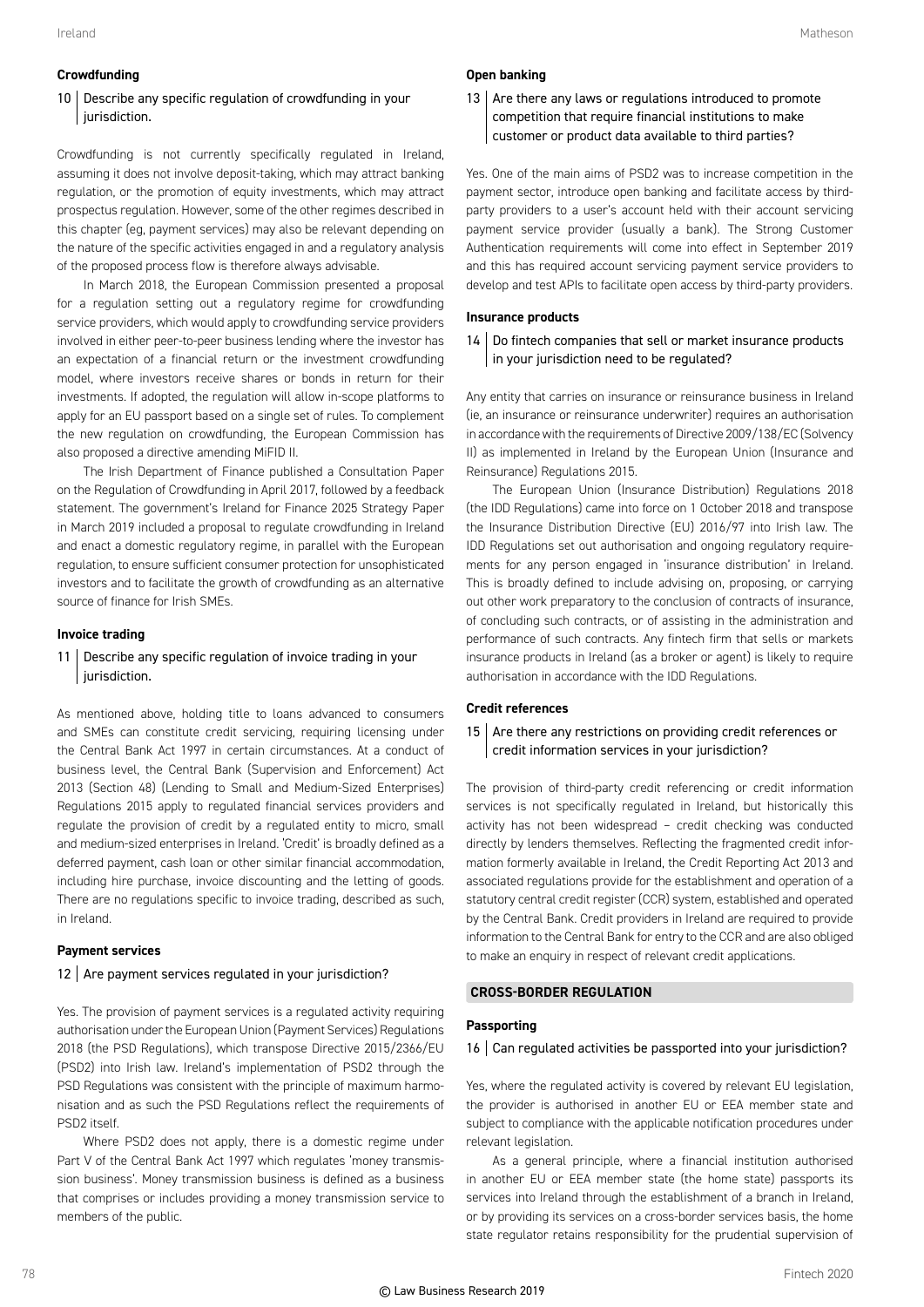### Crowdfunding

**10 Describe any specific regulation of crowdfunding in your jurisdiction.**

Crowdfunding is not currently specifically regulated in Ireland, assuming it does not involve deposit-taking, which may attract banking regulation, or the promotion of equity investments, which may attract prospectus regulation. However, some of the other regimes described in this chapter (eg, payment services) may also be relevant depending on the nature of the specific activities engaged in and a regulatory analysis of the proposed process flow is therefore always advisable.

In March 2018, the European Commission presented a proposal for a regulation setting out a regulatory regime for crowdfunding service providers, which would apply to crowdfunding service providers involved in either peer-to-peer business lending where the investor has an expectation of a financial return or the investment crowdfunding model, where investors receive shares or bonds in return for their investments. If adopted, the regulation will allow in-scope platforms to apply for an EU passport based on a single set of rules. To complement the new regulation on crowdfunding, the European Commission has also proposed a directive amending MiFID II.

The Irish Department of Finance published a Consultation Paper on the Regulation of Crowdfunding in April 2017, followed by a feedback statement. The government's Ireland for Finance 2025 Strategy Paper in March 2019 included a proposal to regulate crowdfunding in Ireland and enact a domestic regulatory regime, in parallel with the European regulation, to ensure sufficient consumer protection for unsophisticated investors and to facilitate the growth of crowdfunding as an alternative source of finance for Irish SMEs.

### Invoice trading

**11 Describe any specific regulation of invoice trading in your jurisdiction.**

As mentioned above, holding title to loans advanced to consumers and SMEs can constitute credit servicing, requiring licensing under the Central Bank Act 1997 in certain circumstances. At a conduct of business level, the Central Bank (Supervision and Enforcement) Act 2013 (Section 48) (Lending to Small and Medium-Sized Enterprises) Regulations 2015 apply to regulated financial services providers and regulate the provision of credit by a regulated entity to micro, small and medium-sized enterprises in Ireland. 'Credit' is broadly defined as a deferred payment, cash loan or other similar financial accommodation, including hire purchase, invoice discounting and the letting of goods. There are no regulations specific to invoice trading, described as such, in Ireland.

### Payment services

**12 Are payment services regulated in your jurisdiction?**

Yes. The provision of payment services is a regulated activity requiring authorisation under the European Union (Payment Services) Regulations 2018 (the PSD Regulations), which transpose Directive 2015/2366/EU (PSD2) into Irish law. Ireland's implementation of PSD2 through the PSD Regulations was consistent with the principle of maximum harmonisation and as such the PSD Regulations reflect the requirements of PSD2 itself.

Where PSD2 does not apply, there is a domestic regime under Part V of the Central Bank Act 1997 which regulates 'money transmission business'. Money transmission business is defined as a business that comprises or includes providing a money transmission service to members of the public.

### Open banking

**13 Are there any laws or regulations introduced to promote competition that require financial institutions to make customer or product data available to third parties?**

Yes. One of the main aims of PSD2 was to increase competition in the payment sector, introduce open banking and facilitate access by third-party providers to a user's account held with their account servicing payment service provider (usually a bank). The Strong Customer Authentication requirements will come into effect in September 2019 and this has required account servicing payment service providers to develop and test APIs to facilitate open access by third-party providers.

### Insurance products

**14 Do fintech companies that sell or market insurance products in your jurisdiction need to be regulated?**

Any entity that carries on insurance or reinsurance business in Ireland (ie, an insurance or reinsurance underwriter) requires an authorisation in accordance with the requirements of Directive 2009/138/EC (Solvency II) as implemented in Ireland by the European Union (Insurance and Reinsurance) Regulations 2015.

The European Union (Insurance Distribution) Regulations 2018 (the IDD Regulations) came into force on 1 October 2018 and transpose the Insurance Distribution Directive (EU) 2016/97 into Irish law. The IDD Regulations set out authorisation and ongoing regulatory requirements for any person engaged in 'insurance distribution' in Ireland. This is broadly defined to include advising on, proposing, or carrying out other work preparatory to the conclusion of contracts of insurance, of concluding such contracts, or of assisting in the administration and performance of such contracts. Any fintech firm that sells or markets insurance products in Ireland (as a broker or agent) is likely to require authorisation in accordance with the IDD Regulations.

### Credit references

**15 Are there any restrictions on providing credit references or credit information services in your jurisdiction?**

The provision of third-party credit referencing or credit information services is not specifically regulated in Ireland, but historically this activity has not been widespread – credit checking was conducted directly by lenders themselves. Reflecting the fragmented credit information formerly available in Ireland, the Credit Reporting Act 2013 and associated regulations provide for the establishment and operation of a statutory central credit register (CCR) system, established and operated by the Central Bank. Credit providers in Ireland are required to provide information to the Central Bank for entry to the CCR and are also obliged to make an enquiry in respect of relevant credit applications.

## CROSS-BORDER REGULATION

### Passporting

**16 Can regulated activities be passported into your jurisdiction?**

Yes, where the regulated activity is covered by relevant EU legislation, the provider is authorised in another EU or EEA member state and subject to compliance with the applicable notification procedures under relevant legislation.

As a general principle, where a financial institution authorised in another EU or EEA member state (the home state) passports its services into Ireland through the establishment of a branch in Ireland, or by providing its services on a cross-border services basis, the home state regulator retains responsibility for the prudential supervision of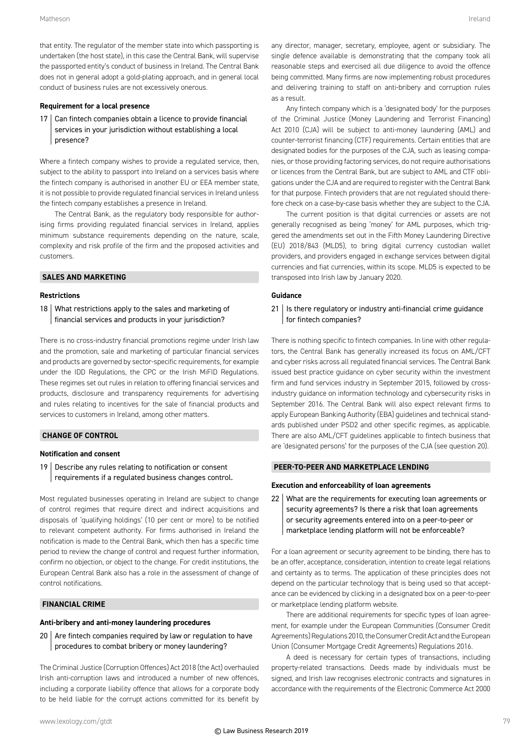that entity. The regulator of the member state into which passporting is undertaken (the host state), in this case the Central Bank, will supervise the passported entity's conduct of business in Ireland. The Central Bank does not in general adopt a gold-plating approach, and in general local conduct of business rules are not excessively onerous.

#### Requirement for a local presence

**17 Can fintech companies obtain a licence to provide financial services in your jurisdiction without establishing a local presence?**

Where a fintech company wishes to provide a regulated service, then, subject to the ability to passport into Ireland on a services basis where the fintech company is authorised in another EU or EEA member state, it is not possible to provide regulated financial services in Ireland unless the fintech company establishes a presence in Ireland.

The Central Bank, as the regulatory body responsible for authorising firms providing regulated financial services in Ireland, applies minimum substance requirements depending on the nature, scale, complexity and risk profile of the firm and the proposed activities and customers.

### SALES AND MARKETING

#### Restrictions

**18 What restrictions apply to the sales and marketing of financial services and products in your jurisdiction?**

There is no cross-industry financial promotions regime under Irish law and the promotion, sale and marketing of particular financial services and products are governed by sector-specific requirements, for example under the IDD Regulations, the CPC or the Irish MiFID Regulations. These regimes set out rules in relation to offering financial services and products, disclosure and transparency requirements for advertising and rules relating to incentives for the sale of financial products and services to customers in Ireland, among other matters.

### CHANGE OF CONTROL

#### Notification and consent

**19 Describe any rules relating to notification or consent requirements if a regulated business changes control.**

Most regulated businesses operating in Ireland are subject to change of control regimes that require direct and indirect acquisitions and disposals of 'qualifying holdings' (10 per cent or more) to be notified to relevant competent authority. For firms authorised in Ireland the notification is made to the Central Bank, which then has a specific time period to review the change of control and request further information, confirm no objection, or object to the change. For credit institutions, the European Central Bank also has a role in the assessment of change of control notifications.

### FINANCIAL CRIME

#### Anti-bribery and anti-money laundering procedures

**20 Are fintech companies required by law or regulation to have procedures to combat bribery or money laundering?**

The Criminal Justice (Corruption Offences) Act 2018 (the Act) overhauled Irish anti-corruption laws and introduced a number of new offences, including a corporate liability offence that allows for a corporate body to be held liable for the corrupt actions committed for its benefit by any director, manager, secretary, employee, agent or subsidiary. The single defence available is demonstrating that the company took all reasonable steps and exercised all due diligence to avoid the offence being committed. Many firms are now implementing robust procedures and delivering training to staff on anti-bribery and corruption rules as a result.

Any fintech company which is a 'designated body' for the purposes of the Criminal Justice (Money Laundering and Terrorist Financing) Act 2010 (CJA) will be subject to anti-money laundering (AML) and counter-terrorist financing (CTF) requirements. Certain entities that are designated bodies for the purposes of the CJA, such as leasing companies, or those providing factoring services, do not require authorisations or licences from the Central Bank, but are subject to AML and CTF obligations under the CJA and are required to register with the Central Bank for that purpose. Fintech providers that are not regulated should therefore check on a case-by-case basis whether they are subject to the CJA.

The current position is that digital currencies or assets are not generally recognised as being 'money' for AML purposes, which triggered the amendments set out in the Fifth Money Laundering Directive (EU) 2018/843 (MLD5), to bring digital currency custodian wallet providers, and providers engaged in exchange services between digital currencies and fiat currencies, within its scope. MLD5 is expected to be transposed into Irish law by January 2020.

#### Guidance

**21 Is there regulatory or industry anti-financial crime guidance for fintech companies?**

There is nothing specific to fintech companies. In line with other regulators, the Central Bank has generally increased its focus on AML/CFT and cyber risks across all regulated financial services. The Central Bank issued best practice guidance on cyber security within the investment firm and fund services industry in September 2015, followed by cross-industry guidance on information technology and cybersecurity risks in September 2016. The Central Bank will also expect relevant firms to apply European Banking Authority (EBA) guidelines and technical standards published under PSD2 and other specific regimes, as applicable. There are also AML/CFT guidelines applicable to fintech business that are 'designated persons' for the purposes of the CJA (see question 20).

### PEER-TO-PEER AND MARKETPLACE LENDING

#### Execution and enforceability of loan agreements

**22 What are the requirements for executing loan agreements or security agreements? Is there a risk that loan agreements or security agreements entered into on a peer-to-peer or marketplace lending platform will not be enforceable?**

For a loan agreement or security agreement to be binding, there has to be an offer, acceptance, consideration, intention to create legal relations and certainty as to terms. The application of these principles does not depend on the particular technology that is being used so that acceptance can be evidenced by clicking in a designated box on a peer-to-peer or marketplace lending platform website.

There are additional requirements for specific types of loan agreement, for example under the European Communities (Consumer Credit Agreements) Regulations 2010, the Consumer Credit Act and the European Union (Consumer Mortgage Credit Agreements) Regulations 2016.

A deed is necessary for certain types of transactions, including property-related transactions. Deeds made by individuals must be signed, and Irish law recognises electronic contracts and signatures in accordance with the requirements of the Electronic Commerce Act 2000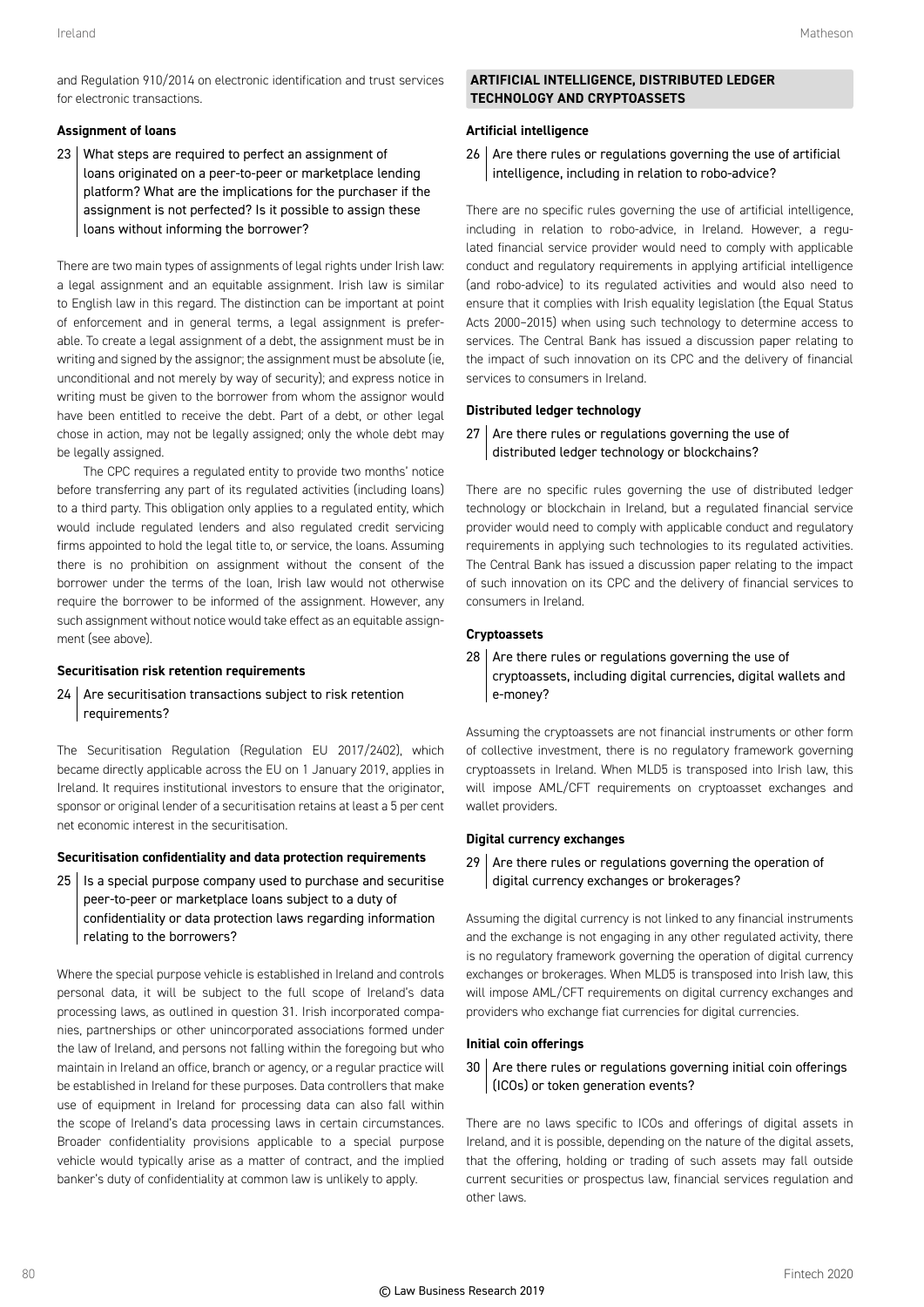and Regulation 910/2014 on electronic identification and trust services for electronic transactions.

### Assignment of loans

**23 What steps are required to perfect an assignment of loans originated on a peer-to-peer or marketplace lending platform? What are the implications for the purchaser if the assignment is not perfected? Is it possible to assign these loans without informing the borrower?**

There are two main types of assignments of legal rights under Irish law: a legal assignment and an equitable assignment. Irish law is similar to English law in this regard. The distinction can be important at point of enforcement and in general terms, a legal assignment is preferable. To create a legal assignment of a debt, the assignment must be in writing and signed by the assignor; the assignment must be absolute (ie, unconditional and not merely by way of security); and express notice in writing must be given to the borrower from whom the assignor would have been entitled to receive the debt. Part of a debt, or other legal chose in action, may not be legally assigned; only the whole debt may be legally assigned.

The CPC requires a regulated entity to provide two months' notice before transferring any part of its regulated activities (including loans) to a third party. This obligation only applies to a regulated entity, which would include regulated lenders and also regulated credit servicing firms appointed to hold the legal title to, or service, the loans. Assuming there is no prohibition on assignment without the consent of the borrower under the terms of the loan, Irish law would not otherwise require the borrower to be informed of the assignment. However, any such assignment without notice would take effect as an equitable assignment (see above).

### Securitisation risk retention requirements

**24 Are securitisation transactions subject to risk retention requirements?**

The Securitisation Regulation (Regulation EU 2017/2402), which became directly applicable across the EU on 1 January 2019, applies in Ireland. It requires institutional investors to ensure that the originator, sponsor or original lender of a securitisation retains at least a 5 per cent net economic interest in the securitisation.

### Securitisation confidentiality and data protection requirements

**25 Is a special purpose company used to purchase and securitise peer-to-peer or marketplace loans subject to a duty of confidentiality or data protection laws regarding information relating to the borrowers?**

Where the special purpose vehicle is established in Ireland and controls personal data, it will be subject to the full scope of Ireland's data processing laws, as outlined in question 31. Irish incorporated companies, partnerships or other unincorporated associations formed under the law of Ireland, and persons not falling within the foregoing but who maintain in Ireland an office, branch or agency, or a regular practice will be established in Ireland for these purposes. Data controllers that make use of equipment in Ireland for processing data can also fall within the scope of Ireland's data processing laws in certain circumstances. Broader confidentiality provisions applicable to a special purpose vehicle would typically arise as a matter of contract, and the implied banker's duty of confidentiality at common law is unlikely to apply.

## ARTIFICIAL INTELLIGENCE, DISTRIBUTED LEDGER TECHNOLOGY AND CRYPTOASSETS

### Artificial intelligence

**26 Are there rules or regulations governing the use of artificial intelligence, including in relation to robo-advice?**

There are no specific rules governing the use of artificial intelligence, including in relation to robo-advice, in Ireland. However, a regulated financial service provider would need to comply with applicable conduct and regulatory requirements in applying artificial intelligence (and robo-advice) to its regulated activities and would also need to ensure that it complies with Irish equality legislation (the Equal Status Acts 2000–2015) when using such technology to determine access to services. The Central Bank has issued a discussion paper relating to the impact of such innovation on its CPC and the delivery of financial services to consumers in Ireland.

### Distributed ledger technology

**27 Are there rules or regulations governing the use of distributed ledger technology or blockchains?**

There are no specific rules governing the use of distributed ledger technology or blockchain in Ireland, but a regulated financial service provider would need to comply with applicable conduct and regulatory requirements in applying such technologies to its regulated activities. The Central Bank has issued a discussion paper relating to the impact of such innovation on its CPC and the delivery of financial services to consumers in Ireland.

### Cryptoassets

**28 Are there rules or regulations governing the use of cryptoassets, including digital currencies, digital wallets and e-money?**

Assuming the cryptoassets are not financial instruments or other form of collective investment, there is no regulatory framework governing cryptoassets in Ireland. When MLD5 is transposed into Irish law, this will impose AML/CFT requirements on cryptoasset exchanges and wallet providers.

### Digital currency exchanges

**29 Are there rules or regulations governing the operation of digital currency exchanges or brokerages?**

Assuming the digital currency is not linked to any financial instruments and the exchange is not engaging in any other regulated activity, there is no regulatory framework governing the operation of digital currency exchanges or brokerages. When MLD5 is transposed into Irish law, this will impose AML/CFT requirements on digital currency exchanges and providers who exchange fiat currencies for digital currencies.

### Initial coin offerings

**30 Are there rules or regulations governing initial coin offerings (ICOs) or token generation events?**

There are no laws specific to ICOs and offerings of digital assets in Ireland, and it is possible, depending on the nature of the digital assets, that the offering, holding or trading of such assets may fall outside current securities or prospectus law, financial services regulation and other laws.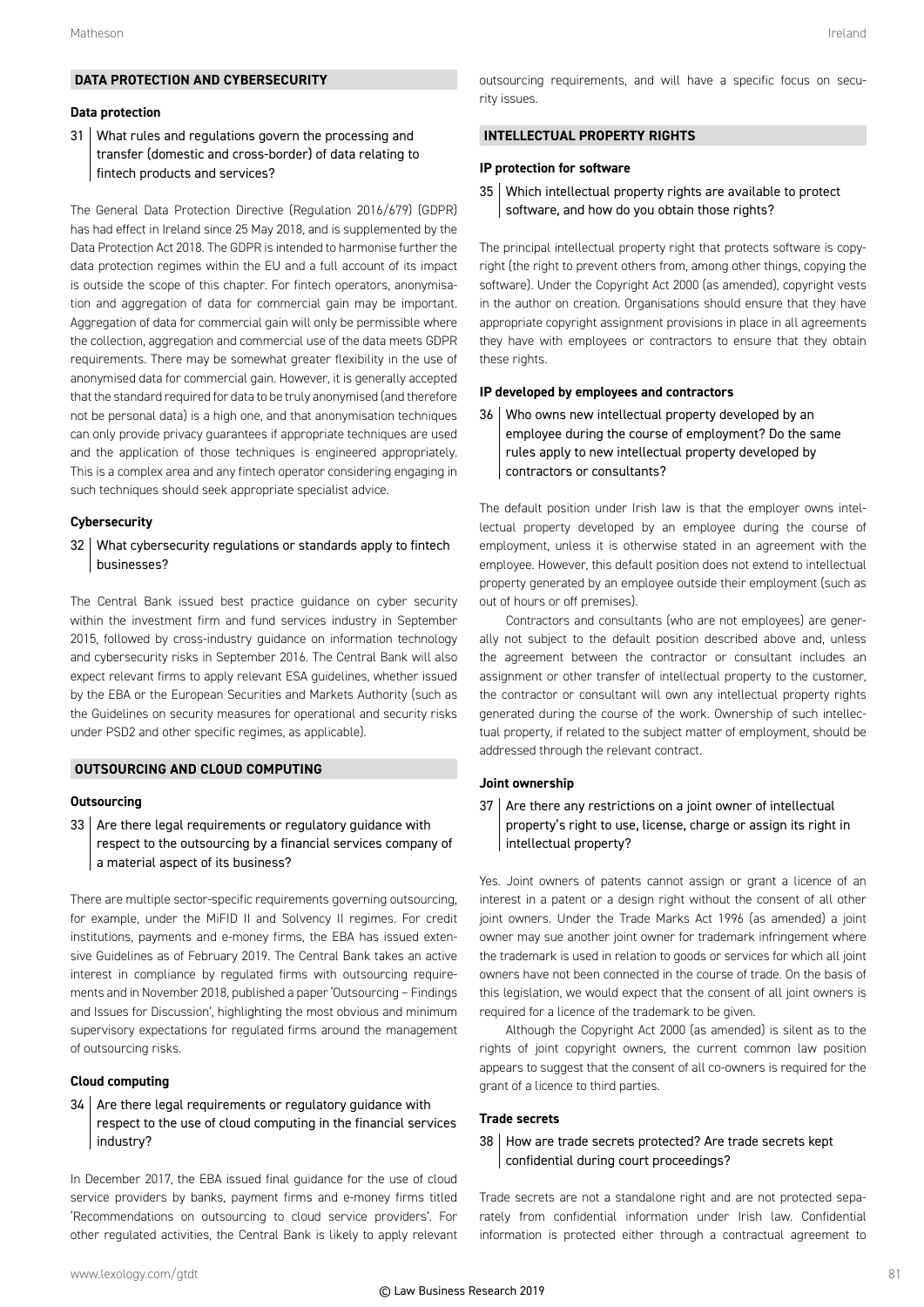## DATA PROTECTION AND CYBERSECURITY

### Data protection

**31 What rules and regulations govern the processing and transfer (domestic and cross-border) of data relating to fintech products and services?**

The General Data Protection Directive (Regulation 2016/679) (GDPR) has had effect in Ireland since 25 May 2018, and is supplemented by the Data Protection Act 2018. The GDPR is intended to harmonise further the data protection regimes within the EU and a full account of its impact is outside the scope of this chapter. For fintech operators, anonymisation and aggregation of data for commercial gain may be important. Aggregation of data for commercial gain will only be permissible where the collection, aggregation and commercial use of the data meets GDPR requirements. There may be somewhat greater flexibility in the use of anonymised data for commercial gain. However, it is generally accepted that the standard required for data to be truly anonymised (and therefore not be personal data) is a high one, and that anonymisation techniques can only provide privacy guarantees if appropriate techniques are used and the application of those techniques is engineered appropriately. This is a complex area and any fintech operator considering engaging in such techniques should seek appropriate specialist advice.

### Cybersecurity

**32 What cybersecurity regulations or standards apply to fintech businesses?**

The Central Bank issued best practice guidance on cyber security within the investment firm and fund services industry in September 2015, followed by cross-industry guidance on information technology and cybersecurity risks in September 2016. The Central Bank will also expect relevant firms to apply relevant ESA guidelines, whether issued by the EBA or the European Securities and Markets Authority (such as the Guidelines on security measures for operational and security risks under PSD2 and other specific regimes, as applicable).

## OUTSOURCING AND CLOUD COMPUTING

### Outsourcing

**33 Are there legal requirements or regulatory guidance with respect to the outsourcing by a financial services company of a material aspect of its business?**

There are multiple sector-specific requirements governing outsourcing, for example, under the MiFID II and Solvency II regimes. For credit institutions, payments and e-money firms, the EBA has issued extensive Guidelines as of February 2019. The Central Bank takes an active interest in compliance by regulated firms with outsourcing requirements and in November 2018, published a paper 'Outsourcing – Findings and Issues for Discussion', highlighting the most obvious and minimum supervisory expectations for regulated firms around the management of outsourcing risks.

### Cloud computing

**34 Are there legal requirements or regulatory guidance with respect to the use of cloud computing in the financial services industry?**

In December 2017, the EBA issued final guidance for the use of cloud service providers by banks, payment firms and e-money firms titled 'Recommendations on outsourcing to cloud service providers'. For other regulated activities, the Central Bank is likely to apply relevant outsourcing requirements, and will have a specific focus on security issues.

## INTELLECTUAL PROPERTY RIGHTS

### IP protection for software

**35 Which intellectual property rights are available to protect software, and how do you obtain those rights?**

The principal intellectual property right that protects software is copyright (the right to prevent others from, among other things, copying the software). Under the Copyright Act 2000 (as amended), copyright vests in the author on creation. Organisations should ensure that they have appropriate copyright assignment provisions in place in all agreements they have with employees or contractors to ensure that they obtain these rights.

### IP developed by employees and contractors

**36 Who owns new intellectual property developed by an employee during the course of employment? Do the same rules apply to new intellectual property developed by contractors or consultants?**

The default position under Irish law is that the employer owns intellectual property developed by an employee during the course of employment, unless it is otherwise stated in an agreement with the employee. However, this default position does not extend to intellectual property generated by an employee outside their employment (such as out of hours or off premises).

Contractors and consultants (who are not employees) are generally not subject to the default position described above and, unless the agreement between the contractor or consultant includes an assignment or other transfer of intellectual property to the customer, the contractor or consultant will own any intellectual property rights generated during the course of the work. Ownership of such intellectual property, if related to the subject matter of employment, should be addressed through the relevant contract.

### Joint ownership

**37 Are there any restrictions on a joint owner of intellectual property's right to use, license, charge or assign its right in intellectual property?**

Yes. Joint owners of patents cannot assign or grant a licence of an interest in a patent or a design right without the consent of all other joint owners. Under the Trade Marks Act 1996 (as amended) a joint owner may sue another joint owner for trademark infringement where the trademark is used in relation to goods or services for which all joint owners have not been connected in the course of trade. On the basis of this legislation, we would expect that the consent of all joint owners is required for a licence of the trademark to be given.

Although the Copyright Act 2000 (as amended) is silent as to the rights of joint copyright owners, the current common law position appears to suggest that the consent of all co-owners is required for the grant of a licence to third parties.

### Trade secrets

**38 How are trade secrets protected? Are trade secrets kept confidential during court proceedings?**

Trade secrets are not a standalone right and are not protected separately from confidential information under Irish law. Confidential information is protected either through a contractual agreement to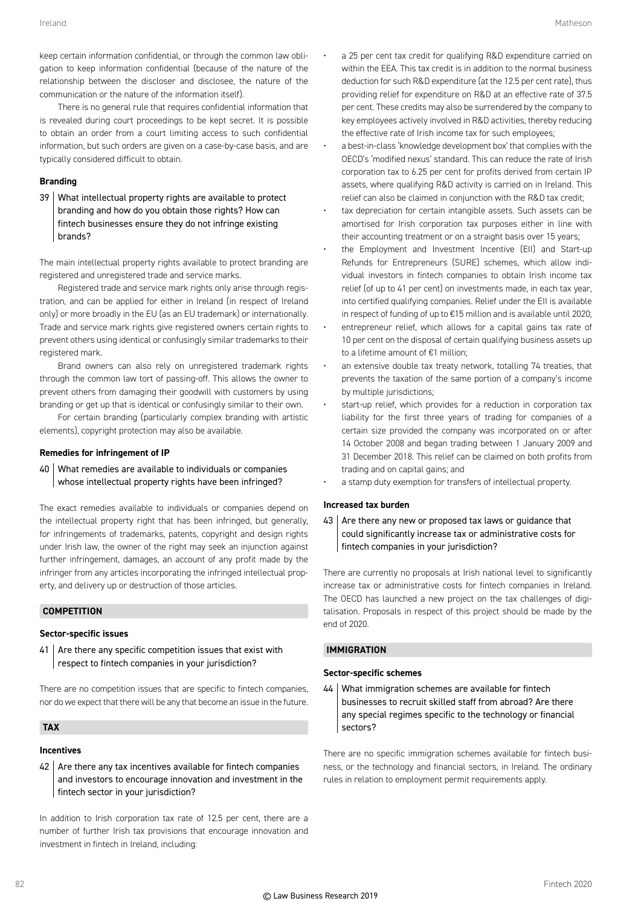keep certain information confidential, or through the common law obligation to keep information confidential (because of the nature of the relationship between the discloser and disclosee, the nature of the communication or the nature of the information itself).

There is no general rule that requires confidential information that is revealed during court proceedings to be kept secret. It is possible to obtain an order from a court limiting access to such confidential information, but such orders are given on a case-by-case basis, and are typically considered difficult to obtain.

### Branding

**39 What intellectual property rights are available to protect branding and how do you obtain those rights? How can fintech businesses ensure they do not infringe existing brands?**

The main intellectual property rights available to protect branding are registered and unregistered trade and service marks.

Registered trade and service mark rights only arise through registration, and can be applied for either in Ireland (in respect of Ireland only) or more broadly in the EU (as an EU trademark) or internationally. Trade and service mark rights give registered owners certain rights to prevent others using identical or confusingly similar trademarks to their registered mark.

Brand owners can also rely on unregistered trademark rights through the common law tort of passing-off. This allows the owner to prevent others from damaging their goodwill with customers by using branding or get up that is identical or confusingly similar to their own.

For certain branding (particularly complex branding with artistic elements), copyright protection may also be available.

### Remedies for infringement of IP

**40 What remedies are available to individuals or companies whose intellectual property rights have been infringed?**

The exact remedies available to individuals or companies depend on the intellectual property right that has been infringed, but generally, for infringements of trademarks, patents, copyright and design rights under Irish law, the owner of the right may seek an injunction against further infringement, damages, an account of any profit made by the infringer from any articles incorporating the infringed intellectual property, and delivery up or destruction of those articles.

## COMPETITION

### Sector-specific issues

**41 Are there any specific competition issues that exist with respect to fintech companies in your jurisdiction?**

There are no competition issues that are specific to fintech companies, nor do we expect that there will be any that become an issue in the future.

## TAX

### Incentives

**42 Are there any tax incentives available for fintech companies and investors to encourage innovation and investment in the fintech sector in your jurisdiction?**

In addition to Irish corporation tax rate of 12.5 per cent, there are a number of further Irish tax provisions that encourage innovation and investment in fintech in Ireland, including:

- a 25 per cent tax credit for qualifying R&D expenditure carried on within the EEA. This tax credit is in addition to the normal business deduction for such R&D expenditure (at the 12.5 per cent rate), thus providing relief for expenditure on R&D at an effective rate of 37.5 per cent. These credits may also be surrendered by the company to key employees actively involved in R&D activities, thereby reducing the effective rate of Irish income tax for such employees;
- a best-in-class 'knowledge development box' that complies with the OECD's 'modified nexus' standard. This can reduce the rate of Irish corporation tax to 6.25 per cent for profits derived from certain IP assets, where qualifying R&D activity is carried on in Ireland. This relief can also be claimed in conjunction with the R&D tax credit;
- tax depreciation for certain intangible assets. Such assets can be amortised for Irish corporation tax purposes either in line with their accounting treatment or on a straight basis over 15 years;
- the Employment and Investment Incentive (EII) and Start-up Refunds for Entrepreneurs (SURE) schemes, which allow individual investors in fintech companies to obtain Irish income tax relief (of up to 41 per cent) on investments made, in each tax year, into certified qualifying companies. Relief under the EII is available in respect of funding of up to €15 million and is available until 2020;
- entrepreneur relief, which allows for a capital gains tax rate of 10 per cent on the disposal of certain qualifying business assets up to a lifetime amount of €1 million;
- an extensive double tax treaty network, totalling 74 treaties, that prevents the taxation of the same portion of a company's income by multiple jurisdictions;
- start-up relief, which provides for a reduction in corporation tax liability for the first three years of trading for companies of a certain size provided the company was incorporated on or after 14 October 2008 and began trading between 1 January 2009 and 31 December 2018. This relief can be claimed on both profits from trading and on capital gains; and
- a stamp duty exemption for transfers of intellectual property.

### Increased tax burden

**43 Are there any new or proposed tax laws or guidance that could significantly increase tax or administrative costs for fintech companies in your jurisdiction?**

There are currently no proposals at Irish national level to significantly increase tax or administrative costs for fintech companies in Ireland. The OECD has launched a new project on the tax challenges of digitalisation. Proposals in respect of this project should be made by the end of 2020.

## IMMIGRATION

### Sector-specific schemes

**44 What immigration schemes are available for fintech businesses to recruit skilled staff from abroad? Are there any special regimes specific to the technology or financial sectors?**

There are no specific immigration schemes available for fintech business, or the technology and financial sectors, in Ireland. The ordinary rules in relation to employment permit requirements apply.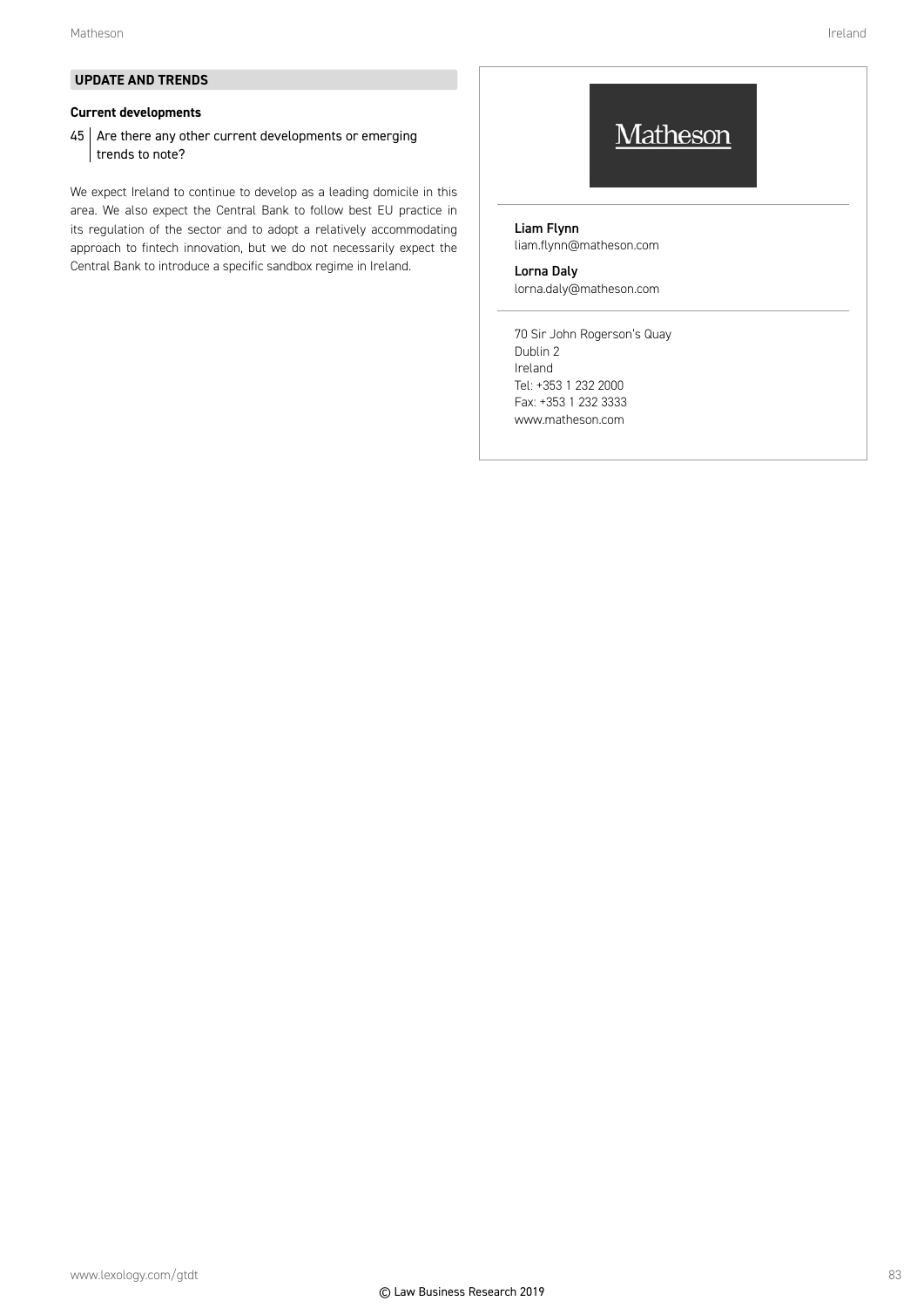## UPDATE AND TRENDS

### Current developments

**45 Are there any other current developments or emerging trends to note?**

We expect Ireland to continue to develop as a leading domicile in this area. We also expect the Central Bank to follow best EU practice in its regulation of the sector and to adopt a relatively accommodating approach to fintech innovation, but we do not necessarily expect the Central Bank to introduce a specific sandbox regime in Ireland.

Matheson

**Liam Flynn**
liam.flynn@matheson.com

**Lorna Daly**
lorna.daly@matheson.com

70 Sir John Rogerson's Quay
Dublin 2
Ireland
Tel: +353 1 232 2000
Fax: +353 1 232 3333
www.matheson.com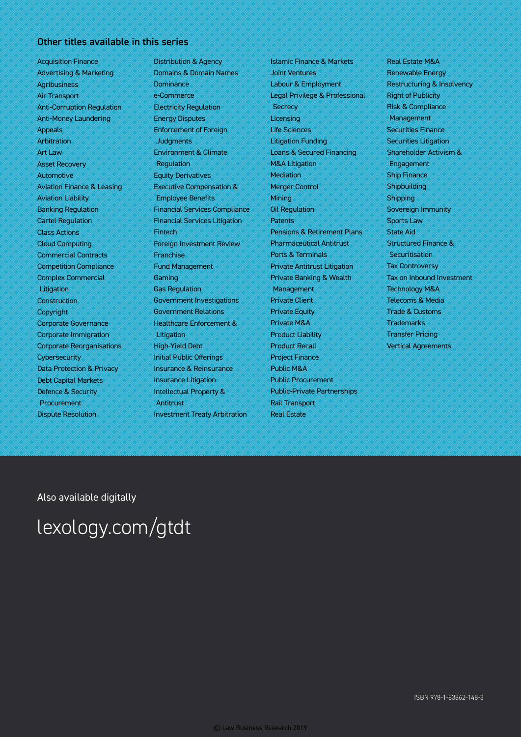## Other titles available in this series

- Acquisition Finance
- Advertising & Marketing
- Agribusiness
- Air Transport
- Anti-Corruption Regulation
- Anti-Money Laundering
- Appeals
- Arbitration
- Art Law
- Asset Recovery
- Automotive
- Aviation Finance & Leasing
- Aviation Liability
- Banking Regulation
- Cartel Regulation
- Class Actions
- Cloud Computing
- Commercial Contracts
- Competition Compliance
- Complex Commercial Litigation
- Construction
- Copyright
- Corporate Governance
- Corporate Immigration
- Corporate Reorganisations
- Cybersecurity
- Data Protection & Privacy
- Debt Capital Markets
- Defence & Security Procurement
- Dispute Resolution
- Distribution & Agency
- Domains & Domain Names
- Dominance
- e-Commerce
- Electricity Regulation
- Energy Disputes
- Enforcement of Foreign Judgments
- Environment & Climate Regulation
- Equity Derivatives
- Executive Compensation & Employee Benefits
- Financial Services Compliance
- Financial Services Litigation
- Fintech
- Foreign Investment Review
- Franchise
- Fund Management
- Gaming
- Gas Regulation
- Government Investigations
- Government Relations
- Healthcare Enforcement & Litigation
- High-Yield Debt
- Initial Public Offerings
- Insurance & Reinsurance
- Insurance Litigation
- Intellectual Property & Antitrust
- Investment Treaty Arbitration
- Islamic Finance & Markets
- Joint Ventures
- Labour & Employment
- Legal Privilege & Professional Secrecy
- Licensing
- Life Sciences
- Litigation Funding
- Loans & Secured Financing
- M&A Litigation
- Mediation
- Merger Control
- Mining
- Oil Regulation
- Patents
- Pensions & Retirement Plans
- Pharmaceutical Antitrust
- Ports & Terminals
- Private Antitrust Litigation
- Private Banking & Wealth Management
- Private Client
- Private Equity
- Private M&A
- Product Liability
- Product Recall
- Project Finance
- Public M&A
- Public Procurement
- Public-Private Partnerships
- Rail Transport
- Real Estate
- Real Estate M&A
- Renewable Energy
- Restructuring & Insolvency
- Right of Publicity
- Risk & Compliance Management
- Securities Finance
- Securities Litigation
- Shareholder Activism & Engagement
- Ship Finance
- Shipbuilding
- Shipping
- Sovereign Immunity
- Sports Law
- State Aid
- Structured Finance & Securitisation
- Tax Controversy
- Tax on Inbound Investment
- Technology M&A
- Telecoms & Media
- Trade & Customs
- Trademarks
- Transfer Pricing
- Vertical Agreements

Also available digitally

# lexology.com/gtdt

ISBN 978-1-83862-148-3

© Law Business Research 2019